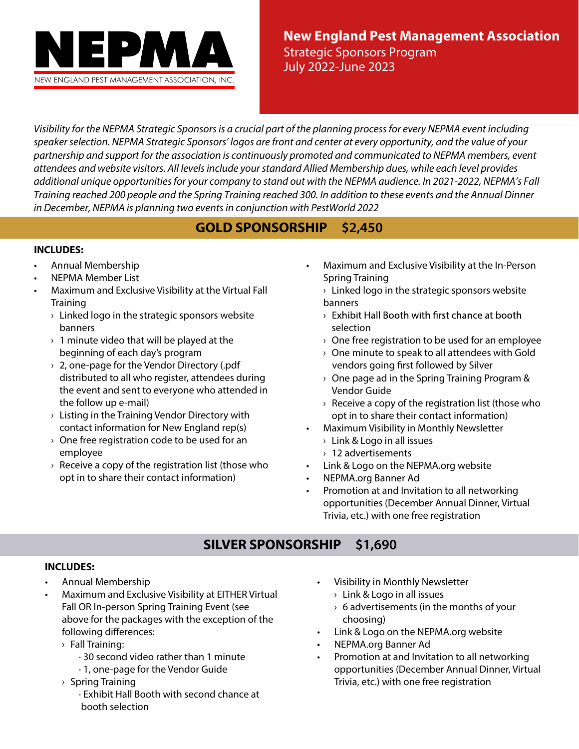# NEPMA

NEW ENGLAND PEST MANAGEMENT ASSOCIATION, INC.

**New England Pest Management Association**
Strategic Sponsors Program
July 2022-June 2023

*Visibility for the NEPMA Strategic Sponsors is a crucial part of the planning process for every NEPMA event including speaker selection. NEPMA Strategic Sponsors' logos are front and center at every opportunity, and the value of your partnership and support for the association is continuously promoted and communicated to NEPMA members, event attendees and website visitors. All levels include your standard Allied Membership dues, while each level provides additional unique opportunities for your company to stand out with the NEPMA audience. In 2021-2022, NEPMA's Fall Training reached 200 people and the Spring Training reached 300. In addition to these events and the Annual Dinner in December, NEPMA is planning two events in conjunction with PestWorld 2022*

## GOLD SPONSORSHIP $2,450

**INCLUDES:**

- Annual Membership
- NEPMA Member List
- Maximum and Exclusive Visibility at the Virtual Fall Training
  - Linked logo in the strategic sponsors website banners
  - 1 minute video that will be played at the beginning of each day's program
  - 2, one-page for the Vendor Directory (.pdf distributed to all who register, attendees during the event and sent to everyone who attended in the follow up e-mail)
  - Listing in the Training Vendor Directory with contact information for New England rep(s)
  - One free registration code to be used for an employee
  - Receive a copy of the registration list (those who opt in to share their contact information)
- Maximum and Exclusive Visibility at the In-Person Spring Training
  - Linked logo in the strategic sponsors website banners
  - Exhibit Hall Booth with first chance at booth selection
  - One free registration to be used for an employee
  - One minute to speak to all attendees with Gold vendors going first followed by Silver
  - One page ad in the Spring Training Program & Vendor Guide
  - Receive a copy of the registration list (those who opt in to share their contact information)
- Maximum Visibility in Monthly Newsletter
  - Link & Logo in all issues
  - 12 advertisements
- Link & Logo on the NEPMA.org website
- NEPMA.org Banner Ad
- Promotion at and Invitation to all networking opportunities (December Annual Dinner, Virtual Trivia, etc.) with one free registration

## SILVER SPONSORSHIP $1,690

**INCLUDES:**

- Annual Membership
- Maximum and Exclusive Visibility at EITHER Virtual Fall OR In-person Spring Training Event (see above for the packages with the exception of the following differences:
  - Fall Training:
    - 30 second video rather than 1 minute
    - 1, one-page for the Vendor Guide
  - Spring Training
    - Exhibit Hall Booth with second chance at booth selection
- Visibility in Monthly Newsletter
  - Link & Logo in all issues
  - 6 advertisements (in the months of your choosing)
- Link & Logo on the NEPMA.org website
- NEPMA.org Banner Ad
- Promotion at and Invitation to all networking opportunities (December Annual Dinner, Virtual Trivia, etc.) with one free registration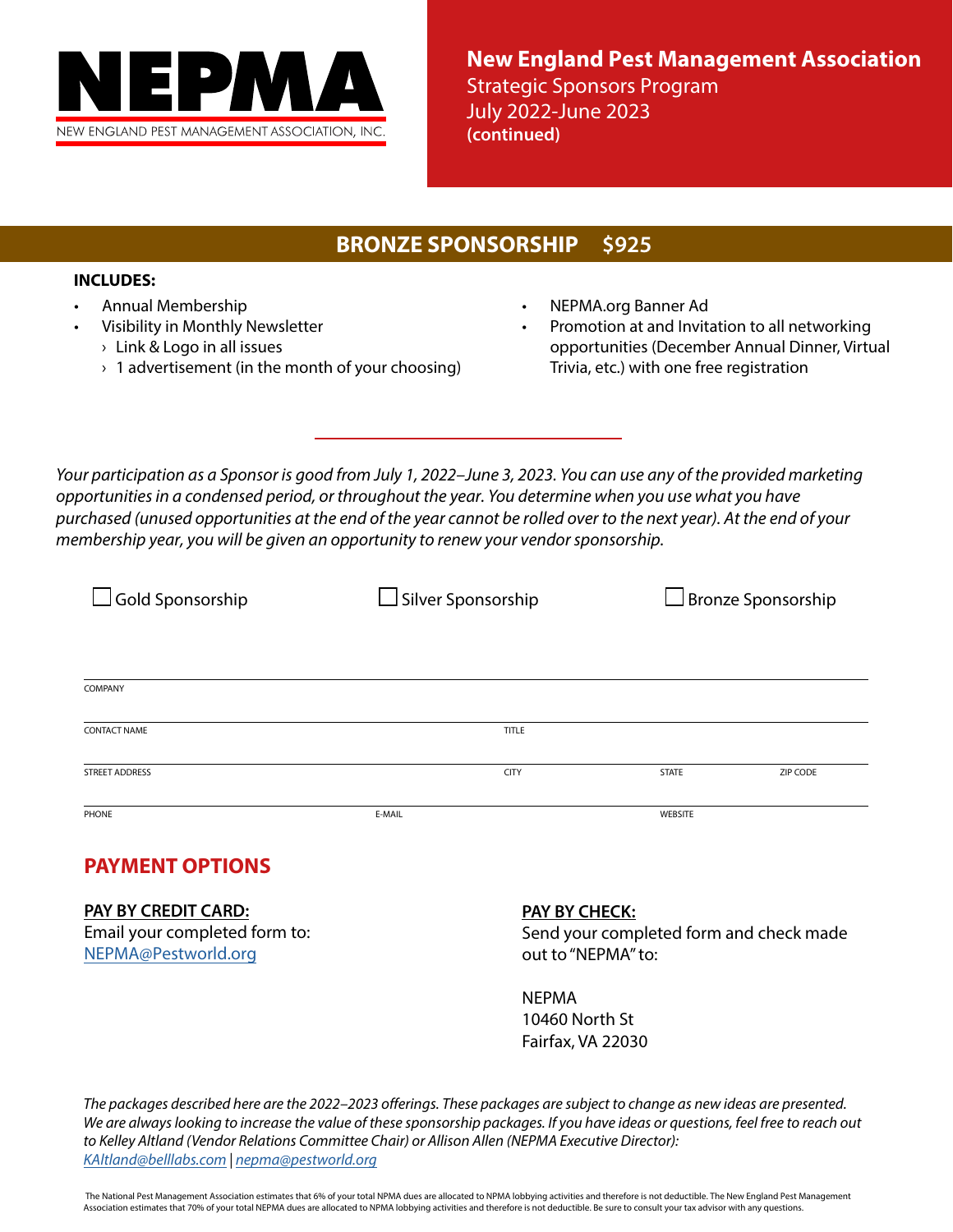**NEPMA**
NEW ENGLAND PEST MANAGEMENT ASSOCIATION, INC.

**New England Pest Management Association**
Strategic Sponsors Program
July 2022-June 2023
**(continued)**

## BRONZE SPONSORSHIP $925

**INCLUDES:**

- Annual Membership
- Visibility in Monthly Newsletter
  - Link & Logo in all issues
  - 1 advertisement (in the month of your choosing)
- NEPMA.org Banner Ad
- Promotion at and Invitation to all networking opportunities (December Annual Dinner, Virtual Trivia, etc.) with one free registration

---

*Your participation as a Sponsor is good from July 1, 2022–June 3, 2023. You can use any of the provided marketing opportunities in a condensed period, or throughout the year. You determine when you use what you have purchased (unused opportunities at the end of the year cannot be rolled over to the next year). At the end of your membership year, you will be given an opportunity to renew your vendor sponsorship.*

☐ Gold Sponsorship ☐ Silver Sponsorship ☐ Bronze Sponsorship

COMPANY

CONTACT NAME TITLE

STREET ADDRESS CITY STATE ZIP CODE

PHONE E-MAIL WEBSITE

## PAYMENT OPTIONS

**PAY BY CREDIT CARD:**
Email your completed form to:
NEPMA@Pestworld.org

**PAY BY CHECK:**
Send your completed form and check made out to "NEPMA" to:

NEPMA
10460 North St
Fairfax, VA 22030

*The packages described here are the 2022–2023 offerings. These packages are subject to change as new ideas are presented. We are always looking to increase the value of these sponsorship packages. If you have ideas or questions, feel free to reach out to Kelley Altland (Vendor Relations Committee Chair) or Allison Allen (NEPMA Executive Director):*
*KAltland@belllabs.com | nepma@pestworld.org*

The National Pest Management Association estimates that 6% of your total NPMA dues are allocated to NPMA lobbying activities and therefore is not deductible. The New England Pest Management Association estimates that 70% of your total NEPMA dues are allocated to NPMA lobbying activities and therefore is not deductible. Be sure to consult your tax advisor with any questions.